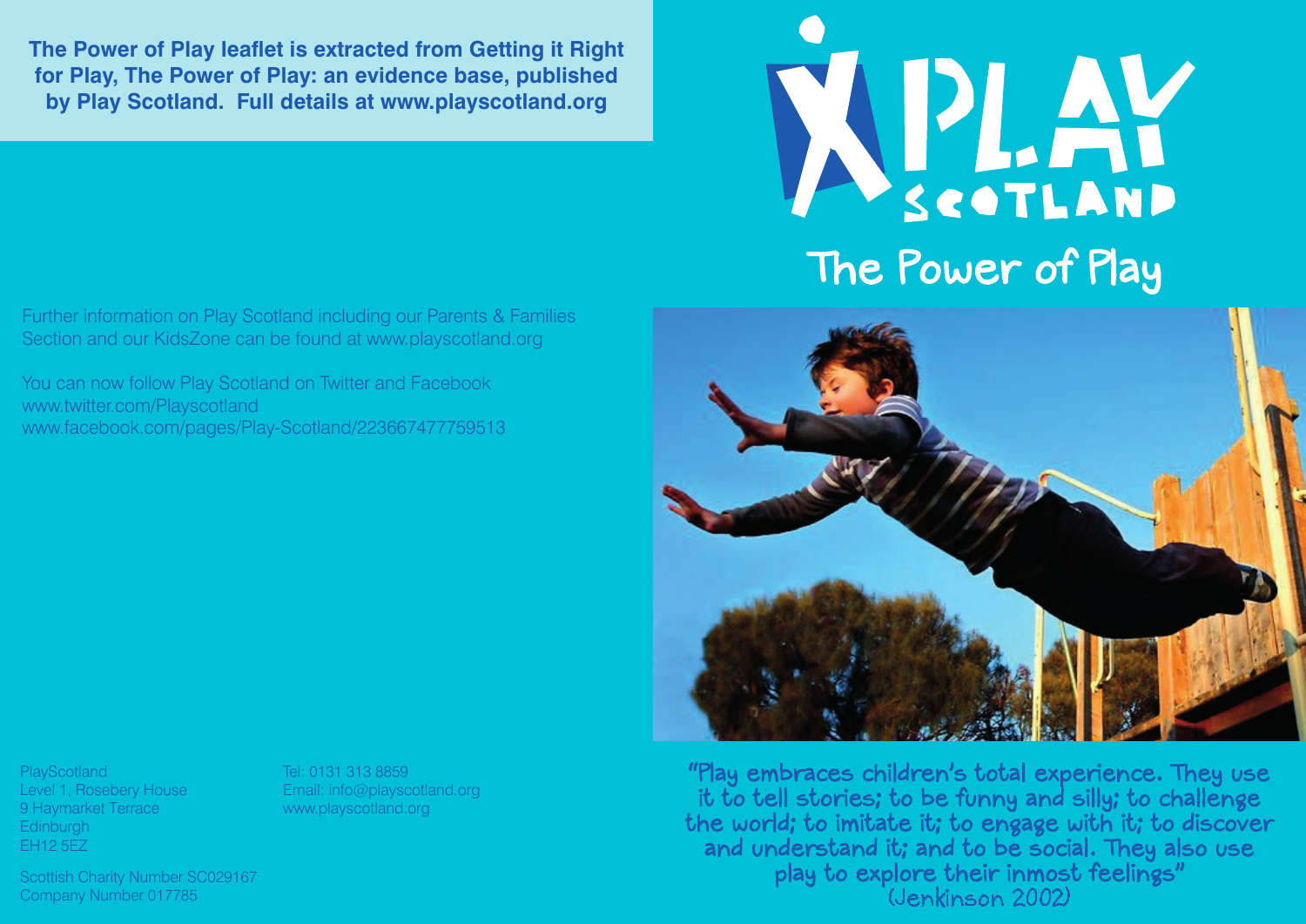**The Power of Play leaflet is extracted from Getting it Right for Play, The Power of Play: an evidence base, published by Play Scotland. Full details at www.playscotland.org**

Further information on Play Scotland including our Parents & Families Section and our KidsZone can be found at www.playscotland.org

You can now follow Play Scotland on Twitter and Facebook
www.twitter.com/Playscotland
www.facebook.com/pages/Play-Scotland/223667477759513

PlayScotland
Level 1, Rosebery House
9 Haymarket Terrace
Edinburgh
EH12 5EZ

Tel: 0131 313 8859
Email: info@playscotland.org
www.playscotland.org

Scottish Charity Number SC029167
Company Number 017785

PLAY SCOTLAND

# The Power of Play

"Play embraces children's total experience. They use it to tell stories; to be funny and silly; to challenge the world; to imitate it; to engage with it; to discover and understand it; and to be social. They also use play to explore their inmost feelings"
(Jenkinson 2002)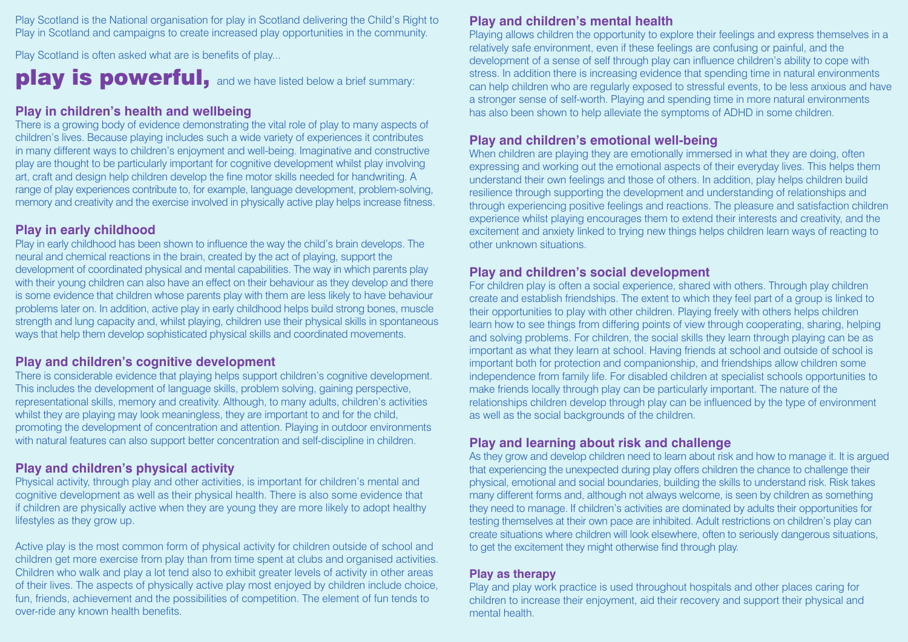Play Scotland is the National organisation for play in Scotland delivering the Child's Right to Play in Scotland and campaigns to create increased play opportunities in the community.

Play Scotland is often asked what are is benefits of play...

# play is powerful, and we have listed below a brief summary:

## Play in children's health and wellbeing

There is a growing body of evidence demonstrating the vital role of play to many aspects of children's lives. Because playing includes such a wide variety of experiences it contributes in many different ways to children's enjoyment and well-being. Imaginative and constructive play are thought to be particularly important for cognitive development whilst play involving art, craft and design help children develop the fine motor skills needed for handwriting. A range of play experiences contribute to, for example, language development, problem-solving, memory and creativity and the exercise involved in physically active play helps increase fitness.

## Play in early childhood

Play in early childhood has been shown to influence the way the child's brain develops. The neural and chemical reactions in the brain, created by the act of playing, support the development of coordinated physical and mental capabilities. The way in which parents play with their young children can also have an effect on their behaviour as they develop and there is some evidence that children whose parents play with them are less likely to have behaviour problems later on. In addition, active play in early childhood helps build strong bones, muscle strength and lung capacity and, whilst playing, children use their physical skills in spontaneous ways that help them develop sophisticated physical skills and coordinated movements.

## Play and children's cognitive development

There is considerable evidence that playing helps support children's cognitive development. This includes the development of language skills, problem solving, gaining perspective, representational skills, memory and creativity. Although, to many adults, children's activities whilst they are playing may look meaningless, they are important to and for the child, promoting the development of concentration and attention. Playing in outdoor environments with natural features can also support better concentration and self-discipline in children.

## Play and children's physical activity

Physical activity, through play and other activities, is important for children's mental and cognitive development as well as their physical health. There is also some evidence that if children are physically active when they are young they are more likely to adopt healthy lifestyles as they grow up.

Active play is the most common form of physical activity for children outside of school and children get more exercise from play than from time spent at clubs and organised activities. Children who walk and play a lot tend also to exhibit greater levels of activity in other areas of their lives. The aspects of physically active play most enjoyed by children include choice, fun, friends, achievement and the possibilities of competition. The element of fun tends to over-ride any known health benefits.

## Play and children's mental health

Playing allows children the opportunity to explore their feelings and express themselves in a relatively safe environment, even if these feelings are confusing or painful, and the development of a sense of self through play can influence children's ability to cope with stress. In addition there is increasing evidence that spending time in natural environments can help children who are regularly exposed to stressful events, to be less anxious and have a stronger sense of self-worth. Playing and spending time in more natural environments has also been shown to help alleviate the symptoms of ADHD in some children.

## Play and children's emotional well-being

When children are playing they are emotionally immersed in what they are doing, often expressing and working out the emotional aspects of their everyday lives. This helps them understand their own feelings and those of others. In addition, play helps children build resilience through supporting the development and understanding of relationships and through experiencing positive feelings and reactions. The pleasure and satisfaction children experience whilst playing encourages them to extend their interests and creativity, and the excitement and anxiety linked to trying new things helps children learn ways of reacting to other unknown situations.

## Play and children's social development

For children play is often a social experience, shared with others. Through play children create and establish friendships. The extent to which they feel part of a group is linked to their opportunities to play with other children. Playing freely with others helps children learn how to see things from differing points of view through cooperating, sharing, helping and solving problems. For children, the social skills they learn through playing can be as important as what they learn at school. Having friends at school and outside of school is important both for protection and companionship, and friendships allow children some independence from family life. For disabled children at specialist schools opportunities to make friends locally through play can be particularly important. The nature of the relationships children develop through play can be influenced by the type of environment as well as the social backgrounds of the children.

## Play and learning about risk and challenge

As they grow and develop children need to learn about risk and how to manage it. It is argued that experiencing the unexpected during play offers children the chance to challenge their physical, emotional and social boundaries, building the skills to understand risk. Risk takes many different forms and, although not always welcome, is seen by children as something they need to manage. If children's activities are dominated by adults their opportunities for testing themselves at their own pace are inhibited. Adult restrictions on children's play can create situations where children will look elsewhere, often to seriously dangerous situations, to get the excitement they might otherwise find through play.

## Play as therapy

Play and play work practice is used throughout hospitals and other places caring for children to increase their enjoyment, aid their recovery and support their physical and mental health.